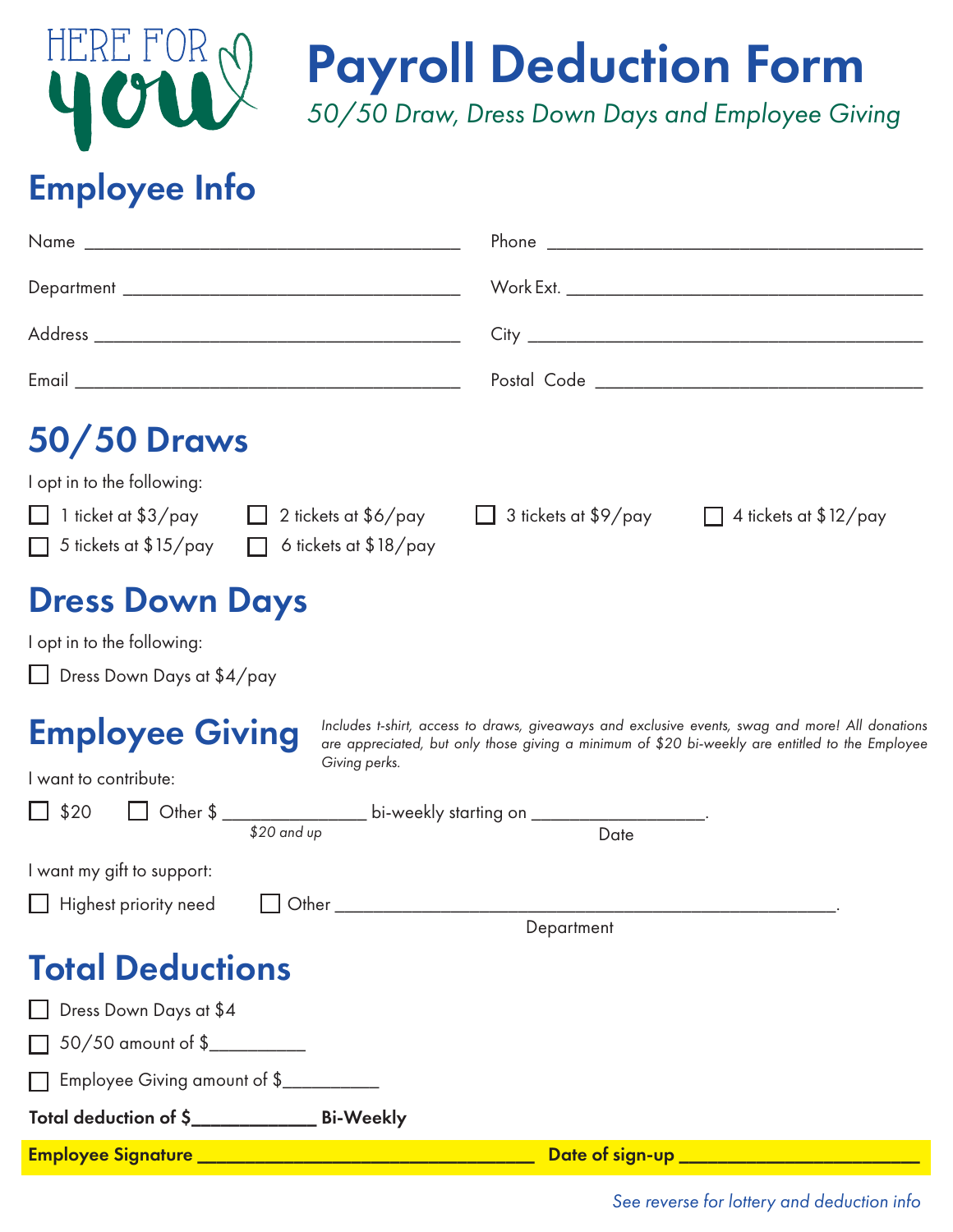HERE FOR you

# Payroll Deduction Form

*50/50 Draw, Dress Down Days and Employee Giving*

## Employee Info

Name ______________________________________ Phone ______________________________________

Department ________________________________ Work Ext. ___________________________________

Address ___________________________________ City _______________________________________

Email _____________________________________ Postal Code _________________________________

## 50/50 Draws

I opt in to the following:

- ☐ 1 ticket at $3/pay
- ☐ 2 tickets at $6/pay
- ☐ 3 tickets at $9/pay
- ☐ 4 tickets at $12/pay
- ☐ 5 tickets at $15/pay
- ☐ 6 tickets at $18/pay

## Dress Down Days

I opt in to the following:

- ☐ Dress Down Days at $4/pay

## Employee Giving

*Includes t-shirt, access to draws, giveaways and exclusive events, swag and more! All donations are appreciated, but only those giving a minimum of $20 bi-weekly are entitled to the Employee Giving perks.*

I want to contribute:

☐ $20 ☐ Other $ _______________ (*$20 and up*) bi-weekly starting on __________________ (Date).

I want my gift to support:

☐ Highest priority need ☐ Other ___________________________________________________ (Department).

## Total Deductions

- ☐ Dress Down Days at $4
- ☐ 50/50 amount of $__________
- ☐ Employee Giving amount of $__________

**Total deduction of $____________ Bi-Weekly**

**Employee Signature ___________________________________ Date of sign-up ________________________**

*See reverse for lottery and deduction info*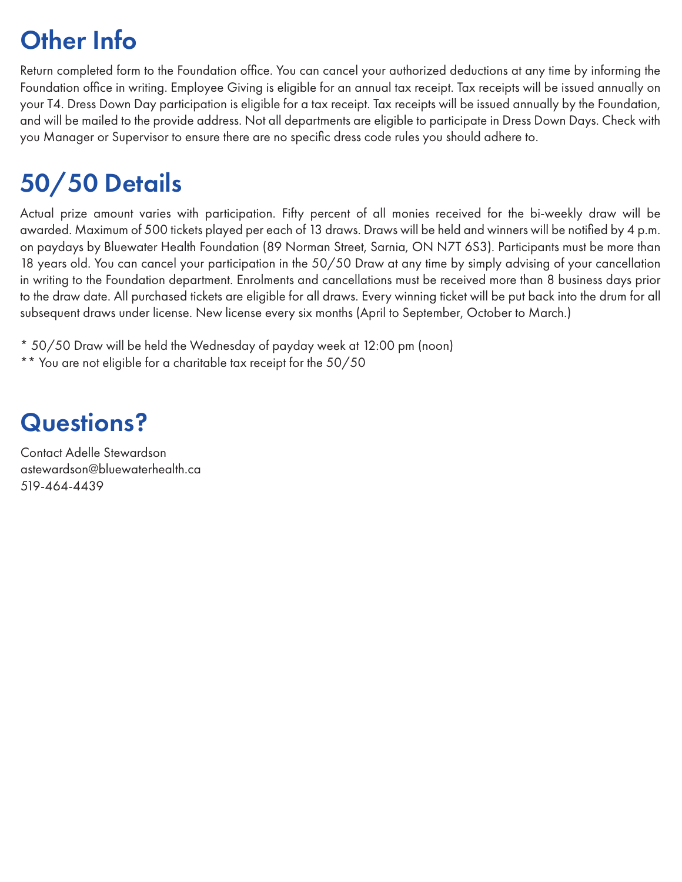# Other Info

Return completed form to the Foundation office. You can cancel your authorized deductions at any time by informing the Foundation office in writing. Employee Giving is eligible for an annual tax receipt. Tax receipts will be issued annually on your T4. Dress Down Day participation is eligible for a tax receipt. Tax receipts will be issued annually by the Foundation, and will be mailed to the provide address. Not all departments are eligible to participate in Dress Down Days. Check with you Manager or Supervisor to ensure there are no specific dress code rules you should adhere to.

# 50/50 Details

Actual prize amount varies with participation. Fifty percent of all monies received for the bi-weekly draw will be awarded. Maximum of 500 tickets played per each of 13 draws. Draws will be held and winners will be notified by 4 p.m. on paydays by Bluewater Health Foundation (89 Norman Street, Sarnia, ON N7T 6S3). Participants must be more than 18 years old. You can cancel your participation in the 50/50 Draw at any time by simply advising of your cancellation in writing to the Foundation department. Enrolments and cancellations must be received more than 8 business days prior to the draw date. All purchased tickets are eligible for all draws. Every winning ticket will be put back into the drum for all subsequent draws under license. New license every six months (April to September, October to March.)

* 50/50 Draw will be held the Wednesday of payday week at 12:00 pm (noon)
** You are not eligible for a charitable tax receipt for the 50/50

# Questions?

Contact Adelle Stewardson
astewardson@bluewaterhealth.ca
519-464-4439